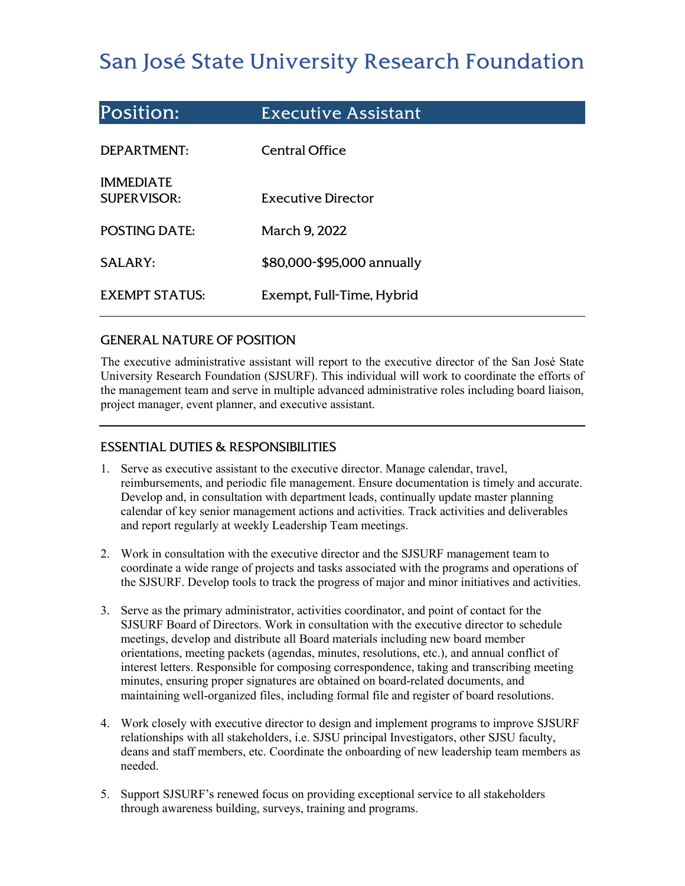# San José State University Research Foundation

| Position: | Executive Assistant |
|---|---|
| DEPARTMENT: | Central Office |
| IMMEDIATE SUPERVISOR: | Executive Director |
| POSTING DATE: | March 9, 2022 |
| SALARY: | $80,000-$95,000 annually |
| EXEMPT STATUS: | Exempt, Full-Time, Hybrid |

## GENERAL NATURE OF POSITION

The executive administrative assistant will report to the executive director of the San José State University Research Foundation (SJSURF). This individual will work to coordinate the efforts of the management team and serve in multiple advanced administrative roles including board liaison, project manager, event planner, and executive assistant.

## ESSENTIAL DUTIES & RESPONSIBILITIES

1. Serve as executive assistant to the executive director. Manage calendar, travel, reimbursements, and periodic file management. Ensure documentation is timely and accurate. Develop and, in consultation with department leads, continually update master planning calendar of key senior management actions and activities. Track activities and deliverables and report regularly at weekly Leadership Team meetings.

2. Work in consultation with the executive director and the SJSURF management team to coordinate a wide range of projects and tasks associated with the programs and operations of the SJSURF. Develop tools to track the progress of major and minor initiatives and activities.

3. Serve as the primary administrator, activities coordinator, and point of contact for the SJSURF Board of Directors. Work in consultation with the executive director to schedule meetings, develop and distribute all Board materials including new board member orientations, meeting packets (agendas, minutes, resolutions, etc.), and annual conflict of interest letters. Responsible for composing correspondence, taking and transcribing meeting minutes, ensuring proper signatures are obtained on board-related documents, and maintaining well-organized files, including formal file and register of board resolutions.

4. Work closely with executive director to design and implement programs to improve SJSURF relationships with all stakeholders, i.e. SJSU principal Investigators, other SJSU faculty, deans and staff members, etc. Coordinate the onboarding of new leadership team members as needed.

5. Support SJSURF's renewed focus on providing exceptional service to all stakeholders through awareness building, surveys, training and programs.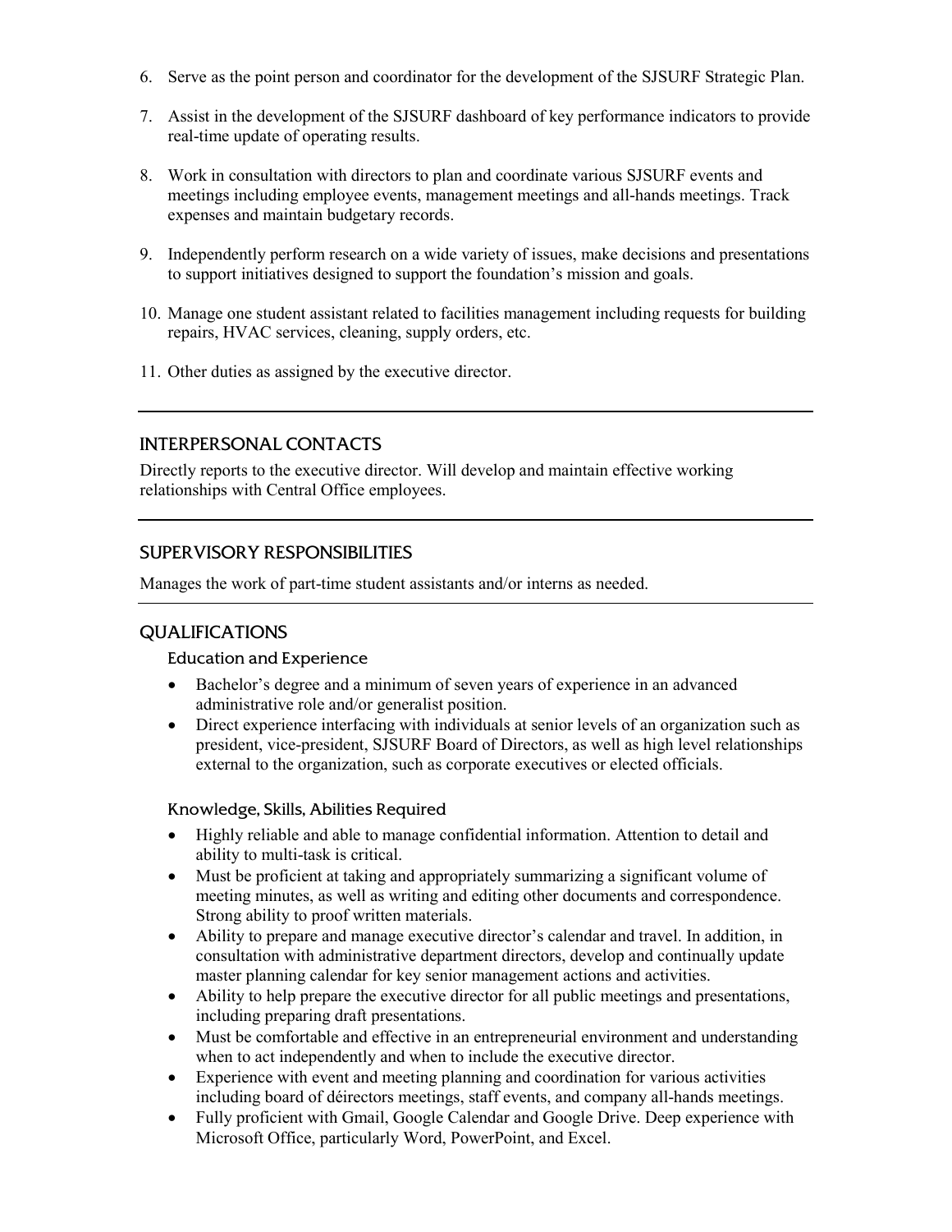6. Serve as the point person and coordinator for the development of the SJSURF Strategic Plan.

7. Assist in the development of the SJSURF dashboard of key performance indicators to provide real-time update of operating results.

8. Work in consultation with directors to plan and coordinate various SJSURF events and meetings including employee events, management meetings and all-hands meetings. Track expenses and maintain budgetary records.

9. Independently perform research on a wide variety of issues, make decisions and presentations to support initiatives designed to support the foundation's mission and goals.

10. Manage one student assistant related to facilities management including requests for building repairs, HVAC services, cleaning, supply orders, etc.

11. Other duties as assigned by the executive director.

---

## INTERPERSONAL CONTACTS

Directly reports to the executive director. Will develop and maintain effective working relationships with Central Office employees.

---

## SUPERVISORY RESPONSIBILITIES

Manages the work of part-time student assistants and/or interns as needed.

---

## QUALIFICATIONS

### Education and Experience

- Bachelor's degree and a minimum of seven years of experience in an advanced administrative role and/or generalist position.
- Direct experience interfacing with individuals at senior levels of an organization such as president, vice-president, SJSURF Board of Directors, as well as high level relationships external to the organization, such as corporate executives or elected officials.

### Knowledge, Skills, Abilities Required

- Highly reliable and able to manage confidential information. Attention to detail and ability to multi-task is critical.
- Must be proficient at taking and appropriately summarizing a significant volume of meeting minutes, as well as writing and editing other documents and correspondence. Strong ability to proof written materials.
- Ability to prepare and manage executive director's calendar and travel. In addition, in consultation with administrative department directors, develop and continually update master planning calendar for key senior management actions and activities.
- Ability to help prepare the executive director for all public meetings and presentations, including preparing draft presentations.
- Must be comfortable and effective in an entrepreneurial environment and understanding when to act independently and when to include the executive director.
- Experience with event and meeting planning and coordination for various activities including board of déirectors meetings, staff events, and company all-hands meetings.
- Fully proficient with Gmail, Google Calendar and Google Drive. Deep experience with Microsoft Office, particularly Word, PowerPoint, and Excel.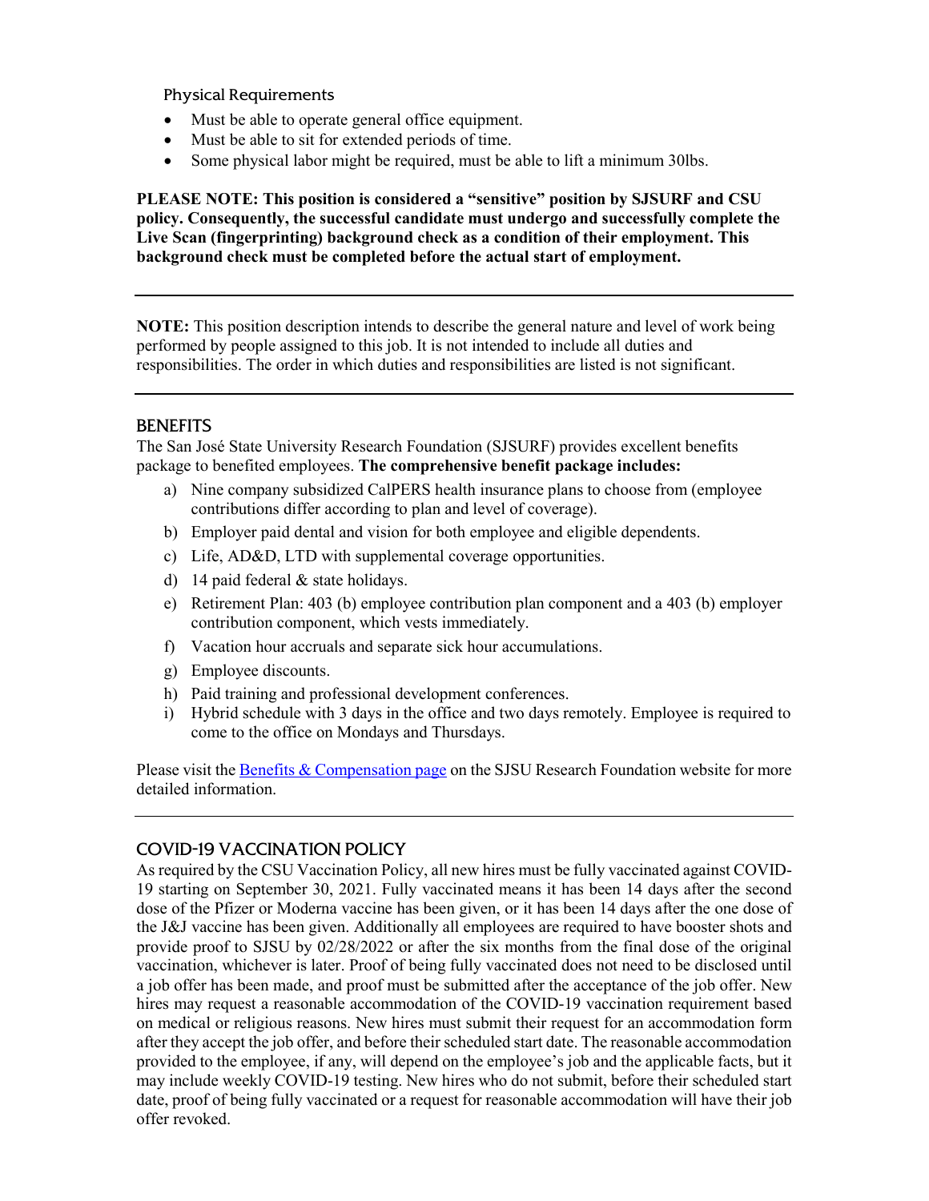### Physical Requirements

- Must be able to operate general office equipment.
- Must be able to sit for extended periods of time.
- Some physical labor might be required, must be able to lift a minimum 30lbs.

**PLEASE NOTE: This position is considered a "sensitive" position by SJSURF and CSU policy. Consequently, the successful candidate must undergo and successfully complete the Live Scan (fingerprinting) background check as a condition of their employment. This background check must be completed before the actual start of employment.**

---

**NOTE:** This position description intends to describe the general nature and level of work being performed by people assigned to this job. It is not intended to include all duties and responsibilities. The order in which duties and responsibilities are listed is not significant.

---

## BENEFITS

The San José State University Research Foundation (SJSURF) provides excellent benefits package to benefited employees. **The comprehensive benefit package includes:**

a) Nine company subsidized CalPERS health insurance plans to choose from (employee contributions differ according to plan and level of coverage).
b) Employer paid dental and vision for both employee and eligible dependents.
c) Life, AD&D, LTD with supplemental coverage opportunities.
d) 14 paid federal & state holidays.
e) Retirement Plan: 403 (b) employee contribution plan component and a 403 (b) employer contribution component, which vests immediately.
f) Vacation hour accruals and separate sick hour accumulations.
g) Employee discounts.
h) Paid training and professional development conferences.
i) Hybrid schedule with 3 days in the office and two days remotely. Employee is required to come to the office on Mondays and Thursdays.

Please visit the [Benefits & Compensation page]() on the SJSU Research Foundation website for more detailed information.

---

## COVID-19 VACCINATION POLICY

As required by the CSU Vaccination Policy, all new hires must be fully vaccinated against COVID-19 starting on September 30, 2021. Fully vaccinated means it has been 14 days after the second dose of the Pfizer or Moderna vaccine has been given, or it has been 14 days after the one dose of the J&J vaccine has been given. Additionally all employees are required to have booster shots and provide proof to SJSU by 02/28/2022 or after the six months from the final dose of the original vaccination, whichever is later. Proof of being fully vaccinated does not need to be disclosed until a job offer has been made, and proof must be submitted after the acceptance of the job offer. New hires may request a reasonable accommodation of the COVID-19 vaccination requirement based on medical or religious reasons. New hires must submit their request for an accommodation form after they accept the job offer, and before their scheduled start date. The reasonable accommodation provided to the employee, if any, will depend on the employee's job and the applicable facts, but it may include weekly COVID-19 testing. New hires who do not submit, before their scheduled start date, proof of being fully vaccinated or a request for reasonable accommodation will have their job offer revoked.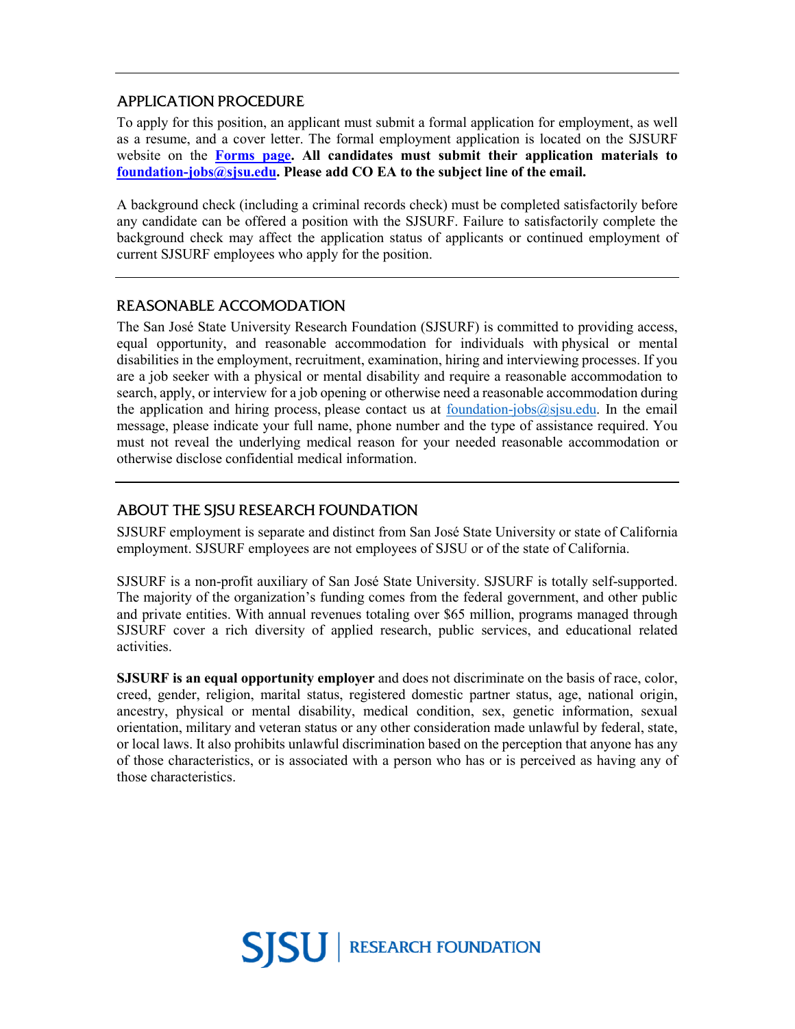## APPLICATION PROCEDURE

To apply for this position, an applicant must submit a formal application for employment, as well as a resume, and a cover letter. The formal employment application is located on the SJSURF website on the **Forms page**. **All candidates must submit their application materials to foundation-jobs@sjsu.edu. Please add CO EA to the subject line of the email.**

A background check (including a criminal records check) must be completed satisfactorily before any candidate can be offered a position with the SJSURF. Failure to satisfactorily complete the background check may affect the application status of applicants or continued employment of current SJSURF employees who apply for the position.

## REASONABLE ACCOMODATION

The San José State University Research Foundation (SJSURF) is committed to providing access, equal opportunity, and reasonable accommodation for individuals with physical or mental disabilities in the employment, recruitment, examination, hiring and interviewing processes. If you are a job seeker with a physical or mental disability and require a reasonable accommodation to search, apply, or interview for a job opening or otherwise need a reasonable accommodation during the application and hiring process, please contact us at foundation-jobs@sjsu.edu. In the email message, please indicate your full name, phone number and the type of assistance required. You must not reveal the underlying medical reason for your needed reasonable accommodation or otherwise disclose confidential medical information.

## ABOUT THE SJSU RESEARCH FOUNDATION

SJSURF employment is separate and distinct from San José State University or state of California employment. SJSURF employees are not employees of SJSU or of the state of California.

SJSURF is a non-profit auxiliary of San José State University. SJSURF is totally self-supported. The majority of the organization's funding comes from the federal government, and other public and private entities. With annual revenues totaling over $65 million, programs managed through SJSURF cover a rich diversity of applied research, public services, and educational related activities.

**SJSURF is an equal opportunity employer** and does not discriminate on the basis of race, color, creed, gender, religion, marital status, registered domestic partner status, age, national origin, ancestry, physical or mental disability, medical condition, sex, genetic information, sexual orientation, military and veteran status or any other consideration made unlawful by federal, state, or local laws. It also prohibits unlawful discrimination based on the perception that anyone has any of those characteristics, or is associated with a person who has or is perceived as having any of those characteristics.

SJSU | RESEARCH FOUNDATION